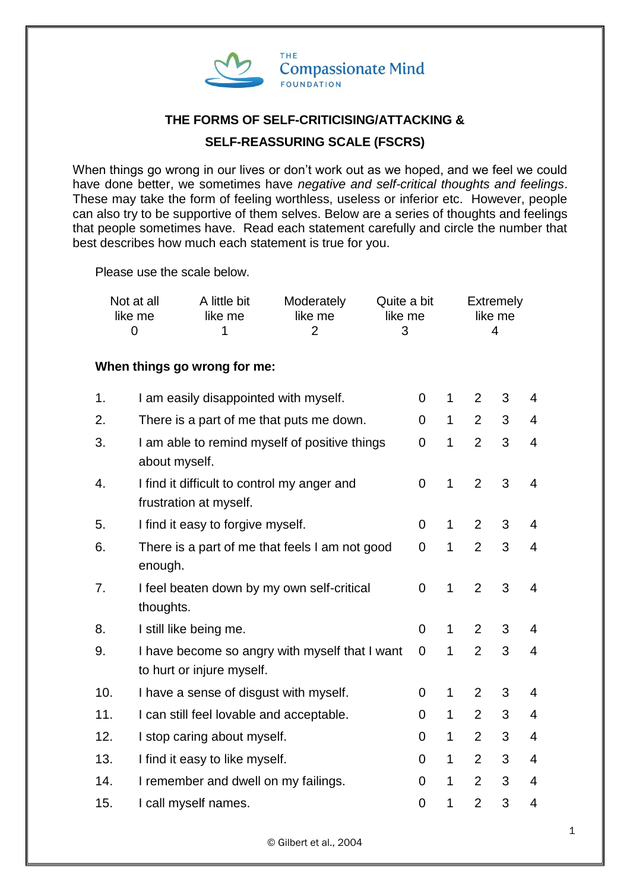THE Compassionate Mind FOUNDATION

## THE FORMS OF SELF-CRITICISING/ATTACKING & SELF-REASSURING SCALE (FSCRS)

When things go wrong in our lives or don't work out as we hoped, and we feel we could have done better, we sometimes have *negative and self-critical thoughts and feelings*. These may take the form of feeling worthless, useless or inferior etc. However, people can also try to be supportive of them selves. Below are a series of thoughts and feelings that people sometimes have. Read each statement carefully and circle the number that best describes how much each statement is true for you.

Please use the scale below.

| Not at all like me | A little bit like me | Moderately like me | Quite a bit like me | Extremely like me |
|---|---|---|---|---|
| 0 | 1 | 2 | 3 | 4 |

**When things go wrong for me:**

| | | | | | | |
|---|---|---|---|---|---|---|
| 1. | I am easily disappointed with myself. | 0 | 1 | 2 | 3 | 4 |
| 2. | There is a part of me that puts me down. | 0 | 1 | 2 | 3 | 4 |
| 3. | I am able to remind myself of positive things about myself. | 0 | 1 | 2 | 3 | 4 |
| 4. | I find it difficult to control my anger and frustration at myself. | 0 | 1 | 2 | 3 | 4 |
| 5. | I find it easy to forgive myself. | 0 | 1 | 2 | 3 | 4 |
| 6. | There is a part of me that feels I am not good enough. | 0 | 1 | 2 | 3 | 4 |
| 7. | I feel beaten down by my own self-critical thoughts. | 0 | 1 | 2 | 3 | 4 |
| 8. | I still like being me. | 0 | 1 | 2 | 3 | 4 |
| 9. | I have become so angry with myself that I want to hurt or injure myself. | 0 | 1 | 2 | 3 | 4 |
| 10. | I have a sense of disgust with myself. | 0 | 1 | 2 | 3 | 4 |
| 11. | I can still feel lovable and acceptable. | 0 | 1 | 2 | 3 | 4 |
| 12. | I stop caring about myself. | 0 | 1 | 2 | 3 | 4 |
| 13. | I find it easy to like myself. | 0 | 1 | 2 | 3 | 4 |
| 14. | I remember and dwell on my failings. | 0 | 1 | 2 | 3 | 4 |
| 15. | I call myself names. | 0 | 1 | 2 | 3 | 4 |

© Gilbert et al., 2004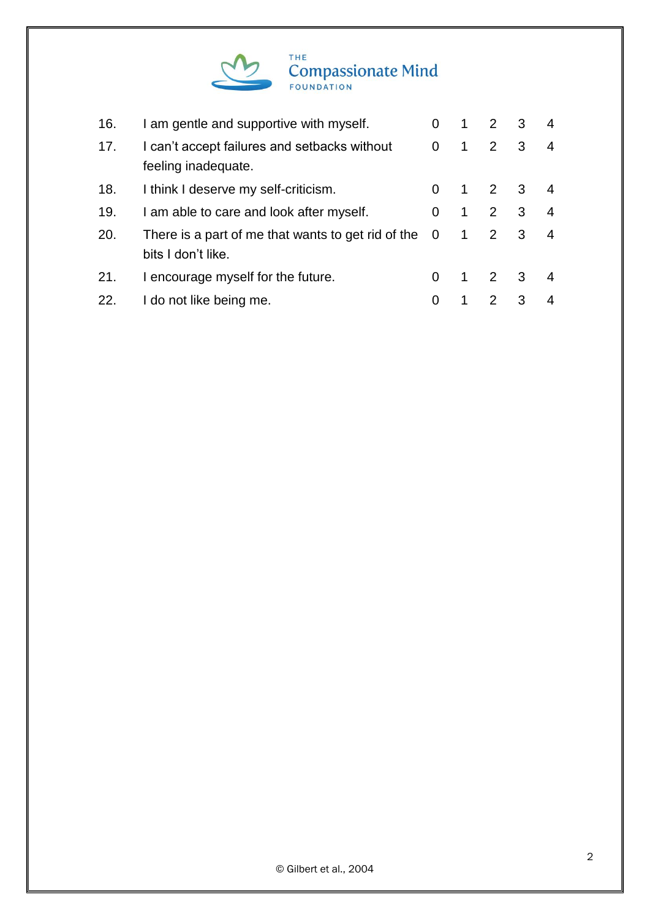| | | | | | | |
|---|---|---|---|---|---|---|
| 16. | I am gentle and supportive with myself. | 0 | 1 | 2 | 3 | 4 |
| 17. | I can't accept failures and setbacks without feeling inadequate. | 0 | 1 | 2 | 3 | 4 |
| 18. | I think I deserve my self-criticism. | 0 | 1 | 2 | 3 | 4 |
| 19. | I am able to care and look after myself. | 0 | 1 | 2 | 3 | 4 |
| 20. | There is a part of me that wants to get rid of the bits I don't like. | 0 | 1 | 2 | 3 | 4 |
| 21. | I encourage myself for the future. | 0 | 1 | 2 | 3 | 4 |
| 22. | I do not like being me. | 0 | 1 | 2 | 3 | 4 |

© Gilbert et al., 2004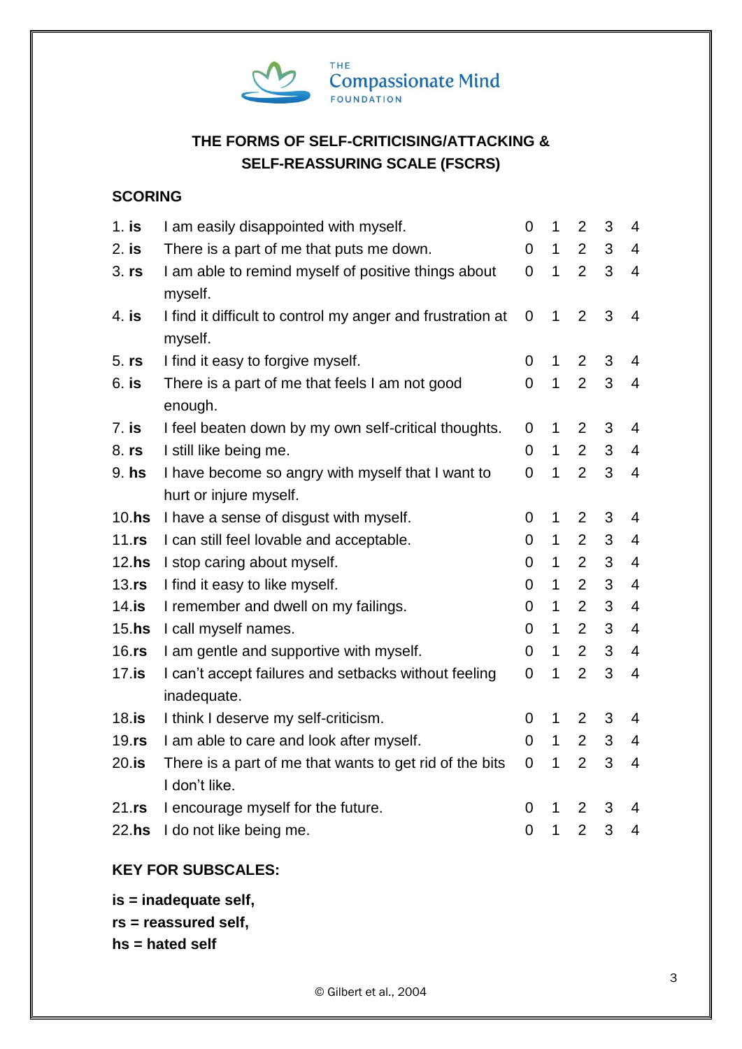THE Compassionate Mind FOUNDATION

## THE FORMS OF SELF-CRITICISING/ATTACKING & SELF-REASSURING SCALE (FSCRS)

### SCORING

| | | | | | | |
|---|---|---|---|---|---|---|
| 1. **is** | I am easily disappointed with myself. | 0 | 1 | 2 | 3 | 4 |
| 2. **is** | There is a part of me that puts me down. | 0 | 1 | 2 | 3 | 4 |
| 3. **rs** | I am able to remind myself of positive things about myself. | 0 | 1 | 2 | 3 | 4 |
| 4. **is** | I find it difficult to control my anger and frustration at myself. | 0 | 1 | 2 | 3 | 4 |
| 5. **rs** | I find it easy to forgive myself. | 0 | 1 | 2 | 3 | 4 |
| 6. **is** | There is a part of me that feels I am not good enough. | 0 | 1 | 2 | 3 | 4 |
| 7. **is** | I feel beaten down by my own self-critical thoughts. | 0 | 1 | 2 | 3 | 4 |
| 8. **rs** | I still like being me. | 0 | 1 | 2 | 3 | 4 |
| 9. **hs** | I have become so angry with myself that I want to hurt or injure myself. | 0 | 1 | 2 | 3 | 4 |
| 10.**hs** | I have a sense of disgust with myself. | 0 | 1 | 2 | 3 | 4 |
| 11.**rs** | I can still feel lovable and acceptable. | 0 | 1 | 2 | 3 | 4 |
| 12.**hs** | I stop caring about myself. | 0 | 1 | 2 | 3 | 4 |
| 13.**rs** | I find it easy to like myself. | 0 | 1 | 2 | 3 | 4 |
| 14.**is** | I remember and dwell on my failings. | 0 | 1 | 2 | 3 | 4 |
| 15.**hs** | I call myself names. | 0 | 1 | 2 | 3 | 4 |
| 16.**rs** | I am gentle and supportive with myself. | 0 | 1 | 2 | 3 | 4 |
| 17.**is** | I can't accept failures and setbacks without feeling inadequate. | 0 | 1 | 2 | 3 | 4 |
| 18.**is** | I think I deserve my self-criticism. | 0 | 1 | 2 | 3 | 4 |
| 19.**rs** | I am able to care and look after myself. | 0 | 1 | 2 | 3 | 4 |
| 20.**is** | There is a part of me that wants to get rid of the bits I don't like. | 0 | 1 | 2 | 3 | 4 |
| 21.**rs** | I encourage myself for the future. | 0 | 1 | 2 | 3 | 4 |
| 22.**hs** | I do not like being me. | 0 | 1 | 2 | 3 | 4 |

### KEY FOR SUBSCALES:

**is = inadequate self,**
**rs = reassured self,**
**hs = hated self**

© Gilbert et al., 2004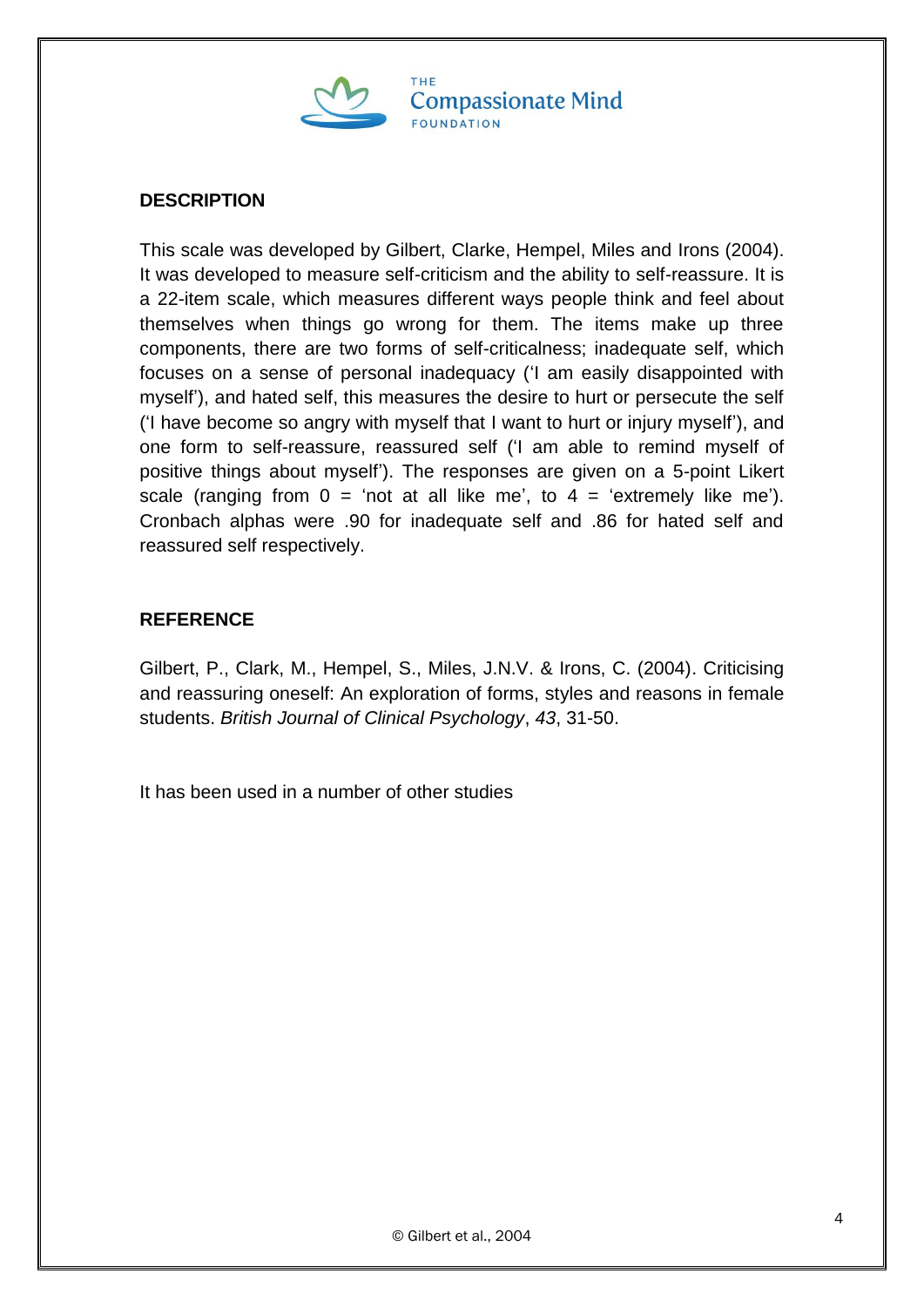## DESCRIPTION

This scale was developed by Gilbert, Clarke, Hempel, Miles and Irons (2004). It was developed to measure self-criticism and the ability to self-reassure. It is a 22-item scale, which measures different ways people think and feel about themselves when things go wrong for them. The items make up three components, there are two forms of self-criticalness; inadequate self, which focuses on a sense of personal inadequacy ('I am easily disappointed with myself'), and hated self, this measures the desire to hurt or persecute the self ('I have become so angry with myself that I want to hurt or injury myself'), and one form to self-reassure, reassured self ('I am able to remind myself of positive things about myself'). The responses are given on a 5-point Likert scale (ranging from 0 = 'not at all like me', to 4 = 'extremely like me'). Cronbach alphas were .90 for inadequate self and .86 for hated self and reassured self respectively.

## REFERENCE

Gilbert, P., Clark, M., Hempel, S., Miles, J.N.V. & Irons, C. (2004). Criticising and reassuring oneself: An exploration of forms, styles and reasons in female students. *British Journal of Clinical Psychology*, *43*, 31-50.

It has been used in a number of other studies